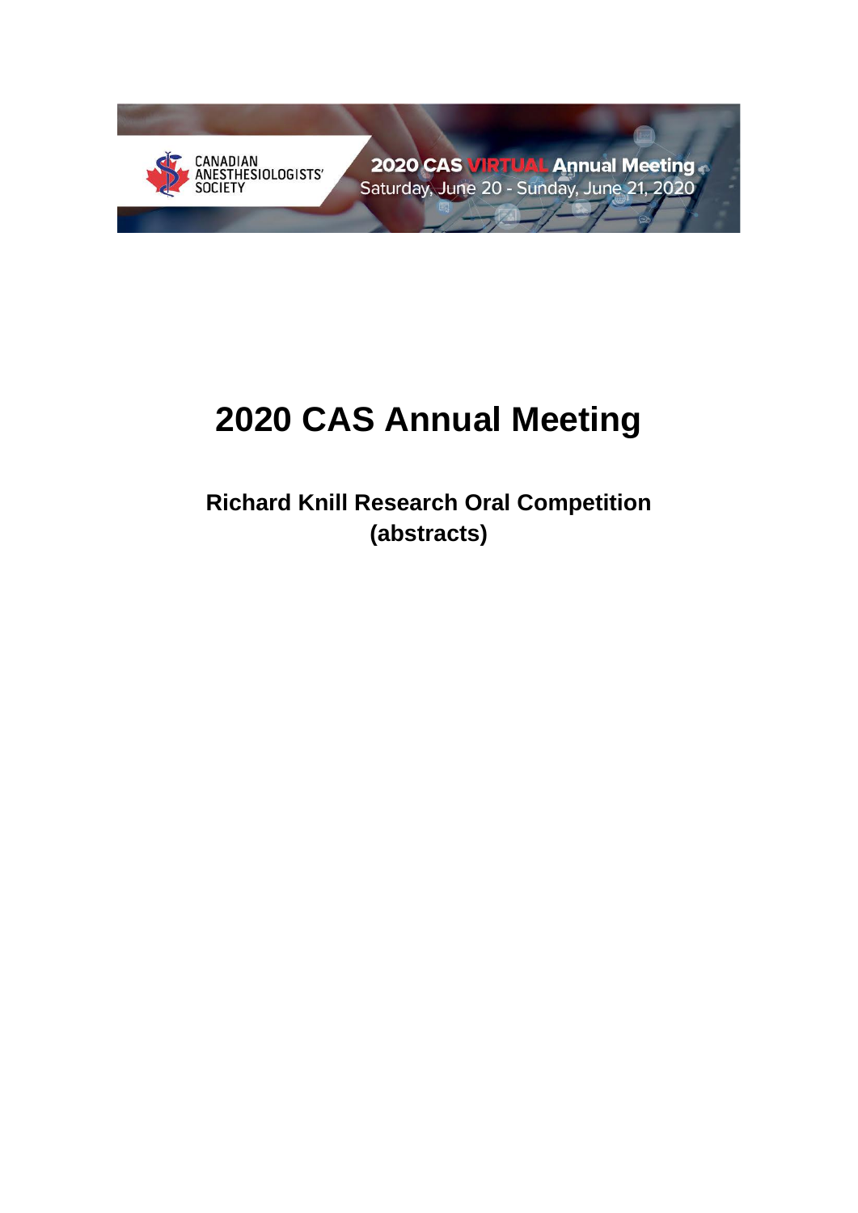# 2020 CAS Annual Meeting

## Richard Knill Research Oral Competition (abstracts)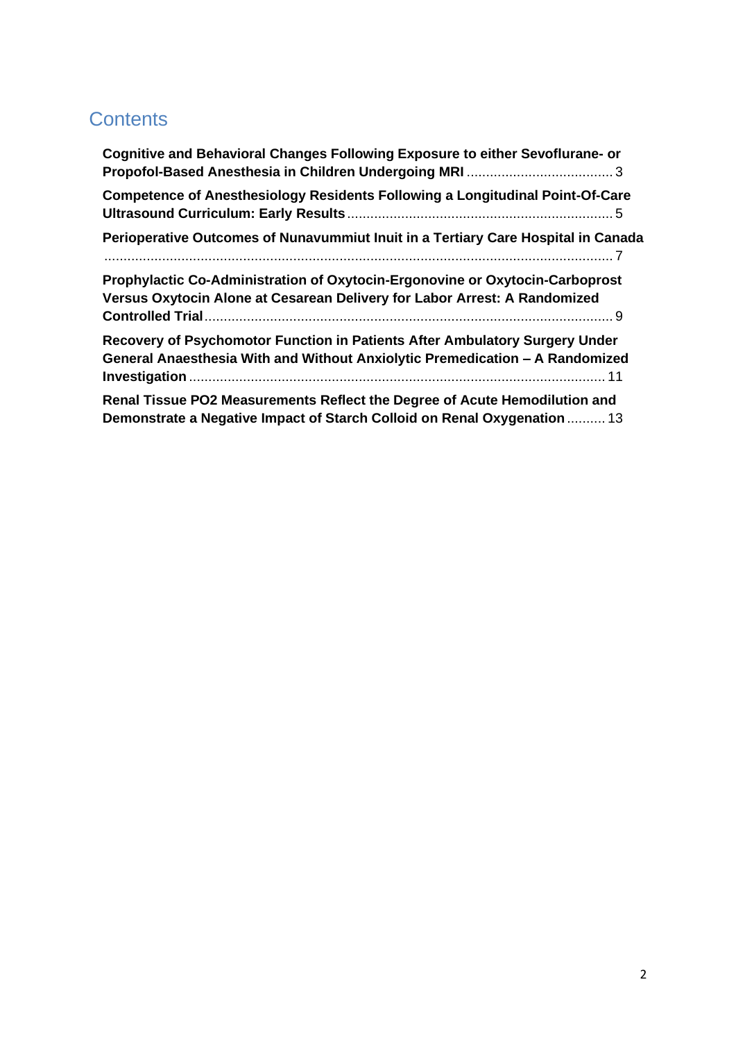# Contents

**Cognitive and Behavioral Changes Following Exposure to either Sevoflurane- or Propofol-Based Anesthesia in Children Undergoing MRI** ..... 3

**Competence of Anesthesiology Residents Following a Longitudinal Point-Of-Care Ultrasound Curriculum: Early Results** ..... 5

**Perioperative Outcomes of Nunavummiut Inuit in a Tertiary Care Hospital in Canada** ..... 7

**Prophylactic Co-Administration of Oxytocin-Ergonovine or Oxytocin-Carboprost Versus Oxytocin Alone at Cesarean Delivery for Labor Arrest: A Randomized Controlled Trial** ..... 9

**Recovery of Psychomotor Function in Patients After Ambulatory Surgery Under General Anaesthesia With and Without Anxiolytic Premedication – A Randomized Investigation** ..... 11

**Renal Tissue PO2 Measurements Reflect the Degree of Acute Hemodilution and Demonstrate a Negative Impact of Starch Colloid on Renal Oxygenation** ..... 13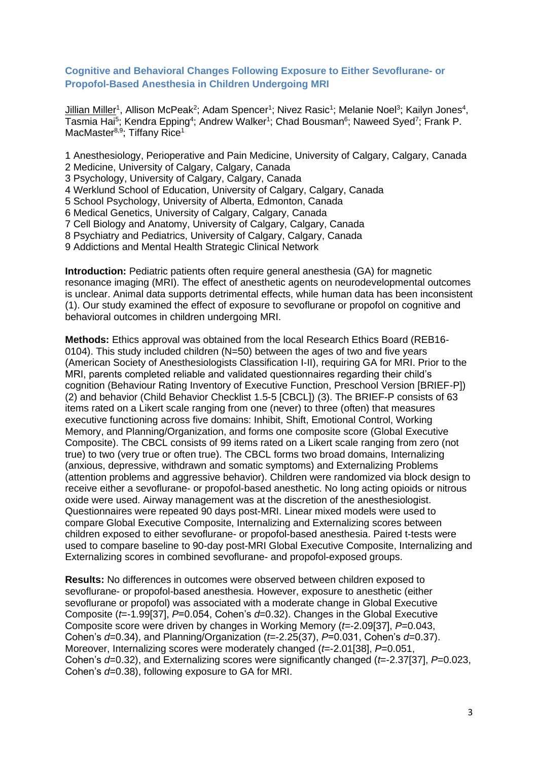### Cognitive and Behavioral Changes Following Exposure to Either Sevoflurane- or Propofol-Based Anesthesia in Children Undergoing MRI

Jillian Miller[1], Allison McPeak[2]; Adam Spencer[1]; Nivez Rasic[1]; Melanie Noel[3]; Kailyn Jones[4], Tasmia Hai[5]; Kendra Epping[4]; Andrew Walker[1]; Chad Bousman[6]; Naweed Syed[7]; Frank P. MacMaster[8,9]; Tiffany Rice[1]

1 Anesthesiology, Perioperative and Pain Medicine, University of Calgary, Calgary, Canada
2 Medicine, University of Calgary, Calgary, Canada
3 Psychology, University of Calgary, Calgary, Canada
4 Werklund School of Education, University of Calgary, Calgary, Canada
5 School Psychology, University of Alberta, Edmonton, Canada
6 Medical Genetics, University of Calgary, Calgary, Canada
7 Cell Biology and Anatomy, University of Calgary, Calgary, Canada
8 Psychiatry and Pediatrics, University of Calgary, Calgary, Canada
9 Addictions and Mental Health Strategic Clinical Network

**Introduction:** Pediatric patients often require general anesthesia (GA) for magnetic resonance imaging (MRI). The effect of anesthetic agents on neurodevelopmental outcomes is unclear. Animal data supports detrimental effects, while human data has been inconsistent (1). Our study examined the effect of exposure to sevoflurane or propofol on cognitive and behavioral outcomes in children undergoing MRI.

**Methods:** Ethics approval was obtained from the local Research Ethics Board (REB16-0104). This study included children (N=50) between the ages of two and five years (American Society of Anesthesiologists Classification I-II), requiring GA for MRI. Prior to the MRI, parents completed reliable and validated questionnaires regarding their child's cognition (Behaviour Rating Inventory of Executive Function, Preschool Version [BRIEF-P]) (2) and behavior (Child Behavior Checklist 1.5-5 [CBCL]) (3). The BRIEF-P consists of 63 items rated on a Likert scale ranging from one (never) to three (often) that measures executive functioning across five domains: Inhibit, Shift, Emotional Control, Working Memory, and Planning/Organization, and forms one composite score (Global Executive Composite). The CBCL consists of 99 items rated on a Likert scale ranging from zero (not true) to two (very true or often true). The CBCL forms two broad domains, Internalizing (anxious, depressive, withdrawn and somatic symptoms) and Externalizing Problems (attention problems and aggressive behavior). Children were randomized via block design to receive either a sevoflurane- or propofol-based anesthetic. No long acting opioids or nitrous oxide were used. Airway management was at the discretion of the anesthesiologist. Questionnaires were repeated 90 days post-MRI. Linear mixed models were used to compare Global Executive Composite, Internalizing and Externalizing scores between children exposed to either sevoflurane- or propofol-based anesthesia. Paired t-tests were used to compare baseline to 90-day post-MRI Global Executive Composite, Internalizing and Externalizing scores in combined sevoflurane- and propofol-exposed groups.

**Results:** No differences in outcomes were observed between children exposed to sevoflurane- or propofol-based anesthesia. However, exposure to anesthetic (either sevoflurane or propofol) was associated with a moderate change in Global Executive Composite ($t$=-1.99[37], $P$=0.054, Cohen's $d$=0.32). Changes in the Global Executive Composite score were driven by changes in Working Memory ($t$=-2.09[37], $P$=0.043, Cohen's $d$=0.34), and Planning/Organization ($t$=-2.25(37), $P$=0.031, Cohen's $d$=0.37). Moreover, Internalizing scores were moderately changed ($t$=-2.01[38], $P$=0.051, Cohen's $d$=0.32), and Externalizing scores were significantly changed ($t$=-2.37[37], $P$=0.023, Cohen's $d$=0.38), following exposure to GA for MRI.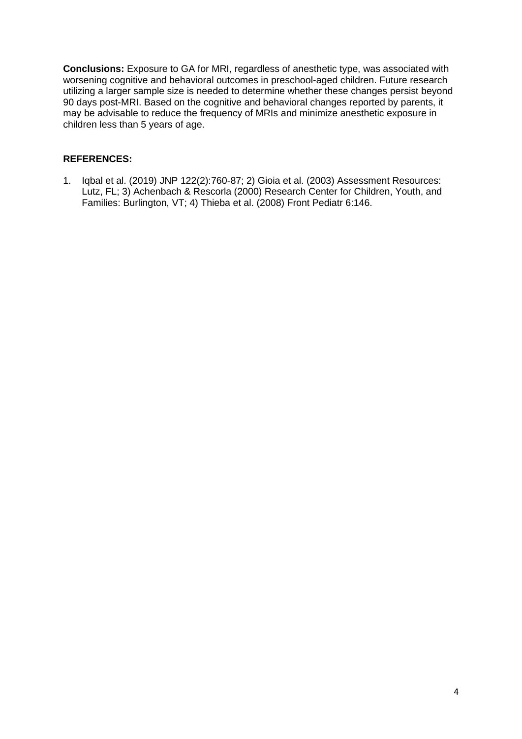**Conclusions:** Exposure to GA for MRI, regardless of anesthetic type, was associated with worsening cognitive and behavioral outcomes in preschool-aged children. Future research utilizing a larger sample size is needed to determine whether these changes persist beyond 90 days post-MRI. Based on the cognitive and behavioral changes reported by parents, it may be advisable to reduce the frequency of MRIs and minimize anesthetic exposure in children less than 5 years of age.

**REFERENCES:**

1. Iqbal et al. (2019) JNP 122(2):760-87; 2) Gioia et al. (2003) Assessment Resources: Lutz, FL; 3) Achenbach & Rescorla (2000) Research Center for Children, Youth, and Families: Burlington, VT; 4) Thieba et al. (2008) Front Pediatr 6:146.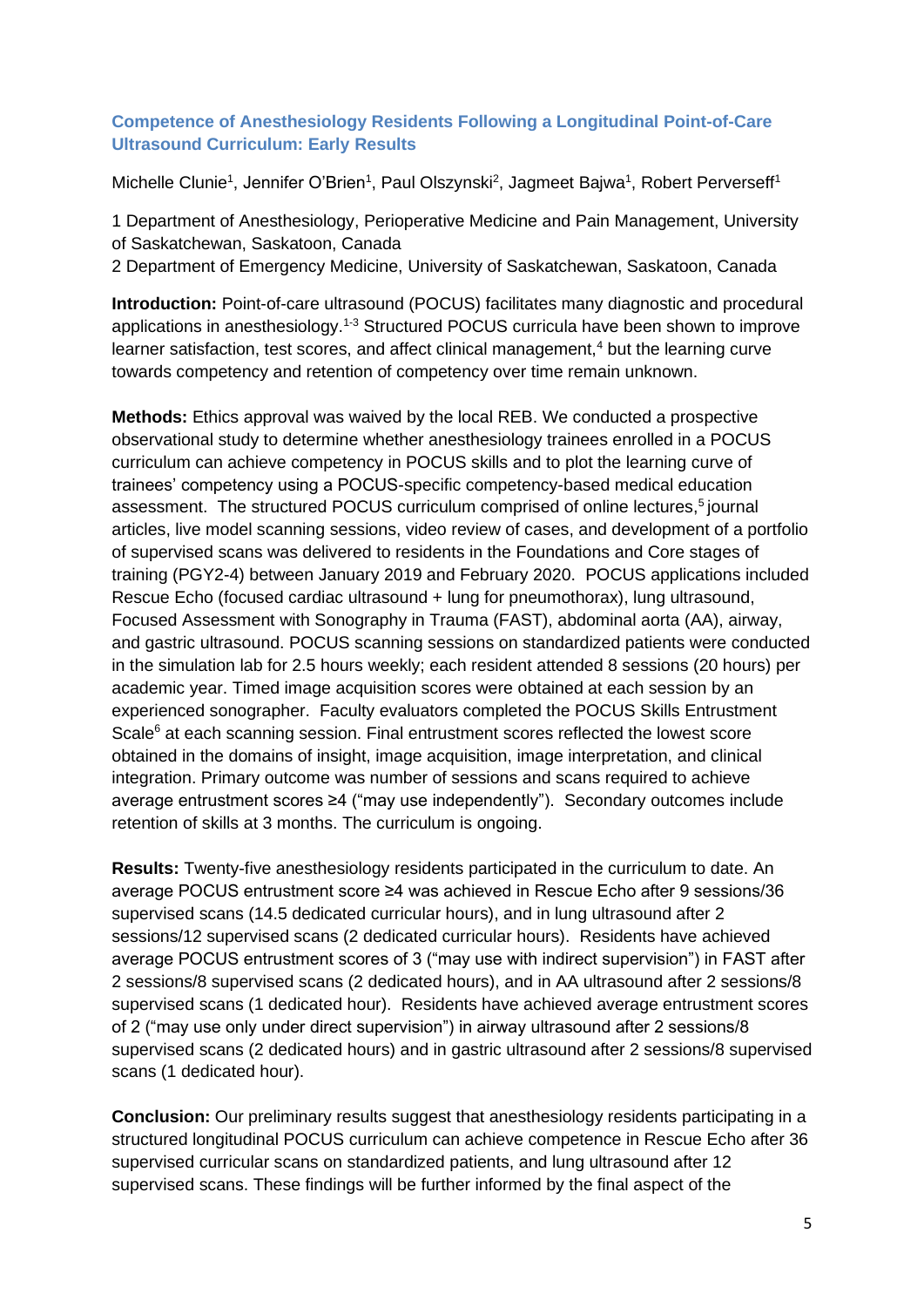### Competence of Anesthesiology Residents Following a Longitudinal Point-of-Care Ultrasound Curriculum: Early Results

Michelle Clunie[1], Jennifer O'Brien[1], Paul Olszynski[2], Jagmeet Bajwa[1], Robert Perverseff[1]

1 Department of Anesthesiology, Perioperative Medicine and Pain Management, University of Saskatchewan, Saskatoon, Canada
2 Department of Emergency Medicine, University of Saskatchewan, Saskatoon, Canada

**Introduction:** Point-of-care ultrasound (POCUS) facilitates many diagnostic and procedural applications in anesthesiology.[1-3] Structured POCUS curricula have been shown to improve learner satisfaction, test scores, and affect clinical management,[4] but the learning curve towards competency and retention of competency over time remain unknown.

**Methods:** Ethics approval was waived by the local REB. We conducted a prospective observational study to determine whether anesthesiology trainees enrolled in a POCUS curriculum can achieve competency in POCUS skills and to plot the learning curve of trainees' competency using a POCUS-specific competency-based medical education assessment. The structured POCUS curriculum comprised of online lectures,[5] journal articles, live model scanning sessions, video review of cases, and development of a portfolio of supervised scans was delivered to residents in the Foundations and Core stages of training (PGY2-4) between January 2019 and February 2020. POCUS applications included Rescue Echo (focused cardiac ultrasound + lung for pneumothorax), lung ultrasound, Focused Assessment with Sonography in Trauma (FAST), abdominal aorta (AA), airway, and gastric ultrasound. POCUS scanning sessions on standardized patients were conducted in the simulation lab for 2.5 hours weekly; each resident attended 8 sessions (20 hours) per academic year. Timed image acquisition scores were obtained at each session by an experienced sonographer. Faculty evaluators completed the POCUS Skills Entrustment Scale[6] at each scanning session. Final entrustment scores reflected the lowest score obtained in the domains of insight, image acquisition, image interpretation, and clinical integration. Primary outcome was number of sessions and scans required to achieve average entrustment scores ≥4 ("may use independently"). Secondary outcomes include retention of skills at 3 months. The curriculum is ongoing.

**Results:** Twenty-five anesthesiology residents participated in the curriculum to date. An average POCUS entrustment score ≥4 was achieved in Rescue Echo after 9 sessions/36 supervised scans (14.5 dedicated curricular hours), and in lung ultrasound after 2 sessions/12 supervised scans (2 dedicated curricular hours). Residents have achieved average POCUS entrustment scores of 3 ("may use with indirect supervision") in FAST after 2 sessions/8 supervised scans (2 dedicated hours), and in AA ultrasound after 2 sessions/8 supervised scans (1 dedicated hour). Residents have achieved average entrustment scores of 2 ("may use only under direct supervision") in airway ultrasound after 2 sessions/8 supervised scans (2 dedicated hours) and in gastric ultrasound after 2 sessions/8 supervised scans (1 dedicated hour).

**Conclusion:** Our preliminary results suggest that anesthesiology residents participating in a structured longitudinal POCUS curriculum can achieve competence in Rescue Echo after 36 supervised curricular scans on standardized patients, and lung ultrasound after 12 supervised scans. These findings will be further informed by the final aspect of the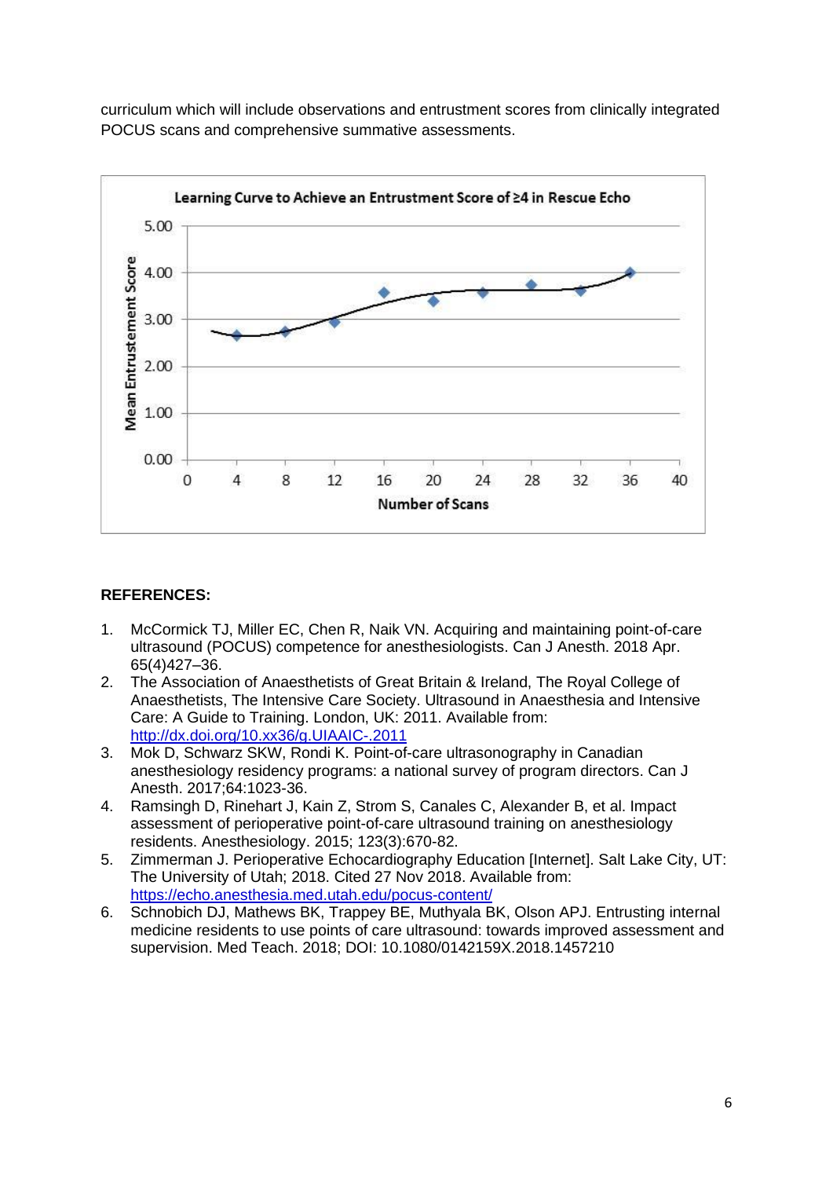curriculum which will include observations and entrustment scores from clinically integrated POCUS scans and comprehensive summative assessments.

Learning Curve to Achieve an Entrustment Score of ≥4 in Rescue Echo

**REFERENCES:**

1. McCormick TJ, Miller EC, Chen R, Naik VN. Acquiring and maintaining point-of-care ultrasound (POCUS) competence for anesthesiologists. Can J Anesth. 2018 Apr. 65(4)427–36.
2. The Association of Anaesthetists of Great Britain & Ireland, The Royal College of Anaesthetists, The Intensive Care Society. Ultrasound in Anaesthesia and Intensive Care: A Guide to Training. London, UK: 2011. Available from: http://dx.doi.org/10.xx36/g.UIAAIC-.2011
3. Mok D, Schwarz SKW, Rondi K. Point-of-care ultrasonography in Canadian anesthesiology residency programs: a national survey of program directors. Can J Anesth. 2017;64:1023-36.
4. Ramsingh D, Rinehart J, Kain Z, Strom S, Canales C, Alexander B, et al. Impact assessment of perioperative point-of-care ultrasound training on anesthesiology residents. Anesthesiology. 2015; 123(3):670-82.
5. Zimmerman J. Perioperative Echocardiography Education [Internet]. Salt Lake City, UT: The University of Utah; 2018. Cited 27 Nov 2018. Available from: https://echo.anesthesia.med.utah.edu/pocus-content/
6. Schnobich DJ, Mathews BK, Trappey BE, Muthyala BK, Olson APJ. Entrusting internal medicine residents to use points of care ultrasound: towards improved assessment and supervision. Med Teach. 2018; DOI: 10.1080/0142159X.2018.1457210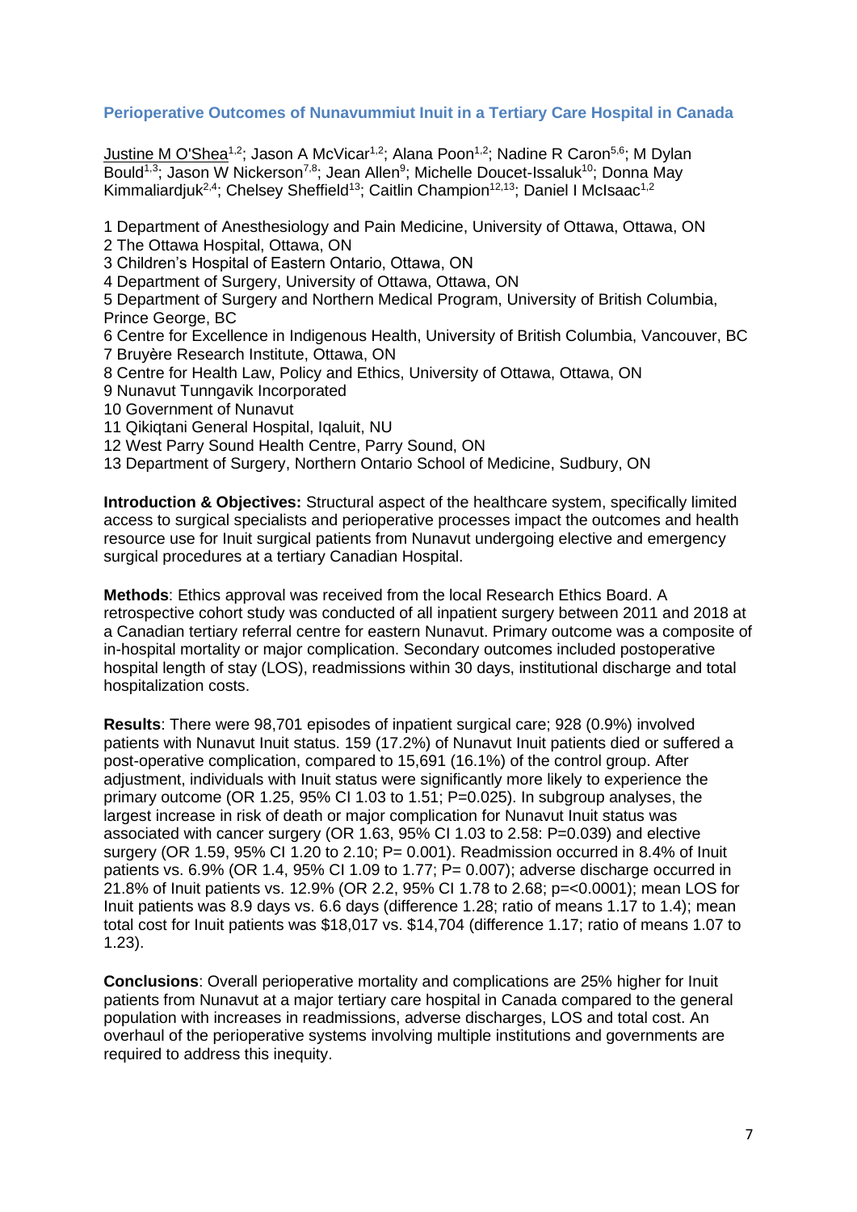## Perioperative Outcomes of Nunavummiut Inuit in a Tertiary Care Hospital in Canada

Justine M O'Shea[1,2]; Jason A McVicar[1,2]; Alana Poon[1,2]; Nadine R Caron[5,6]; M Dylan Bould[1,3]; Jason W Nickerson[7,8]; Jean Allen[9]; Michelle Doucet-Issaluk[10]; Donna May Kimmaliardjuk[2,4]; Chelsey Sheffield[13]; Caitlin Champion[12,13]; Daniel I McIsaac[1,2]

1 Department of Anesthesiology and Pain Medicine, University of Ottawa, Ottawa, ON
2 The Ottawa Hospital, Ottawa, ON
3 Children's Hospital of Eastern Ontario, Ottawa, ON
4 Department of Surgery, University of Ottawa, Ottawa, ON
5 Department of Surgery and Northern Medical Program, University of British Columbia, Prince George, BC
6 Centre for Excellence in Indigenous Health, University of British Columbia, Vancouver, BC
7 Bruyère Research Institute, Ottawa, ON
8 Centre for Health Law, Policy and Ethics, University of Ottawa, Ottawa, ON
9 Nunavut Tunngavik Incorporated
10 Government of Nunavut
11 Qikiqtani General Hospital, Iqaluit, NU
12 West Parry Sound Health Centre, Parry Sound, ON
13 Department of Surgery, Northern Ontario School of Medicine, Sudbury, ON

**Introduction & Objectives:** Structural aspect of the healthcare system, specifically limited access to surgical specialists and perioperative processes impact the outcomes and health resource use for Inuit surgical patients from Nunavut undergoing elective and emergency surgical procedures at a tertiary Canadian Hospital.

**Methods**: Ethics approval was received from the local Research Ethics Board. A retrospective cohort study was conducted of all inpatient surgery between 2011 and 2018 at a Canadian tertiary referral centre for eastern Nunavut. Primary outcome was a composite of in-hospital mortality or major complication. Secondary outcomes included postoperative hospital length of stay (LOS), readmissions within 30 days, institutional discharge and total hospitalization costs.

**Results**: There were 98,701 episodes of inpatient surgical care; 928 (0.9%) involved patients with Nunavut Inuit status. 159 (17.2%) of Nunavut Inuit patients died or suffered a post-operative complication, compared to 15,691 (16.1%) of the control group. After adjustment, individuals with Inuit status were significantly more likely to experience the primary outcome (OR 1.25, 95% CI 1.03 to 1.51; P=0.025). In subgroup analyses, the largest increase in risk of death or major complication for Nunavut Inuit status was associated with cancer surgery (OR 1.63, 95% CI 1.03 to 2.58: P=0.039) and elective surgery (OR 1.59, 95% CI 1.20 to 2.10; P= 0.001). Readmission occurred in 8.4% of Inuit patients vs. 6.9% (OR 1.4, 95% CI 1.09 to 1.77; P= 0.007); adverse discharge occurred in 21.8% of Inuit patients vs. 12.9% (OR 2.2, 95% CI 1.78 to 2.68; p=<0.0001); mean LOS for Inuit patients was 8.9 days vs. 6.6 days (difference 1.28; ratio of means 1.17 to 1.4); mean total cost for Inuit patients was $18,017 vs. $14,704 (difference 1.17; ratio of means 1.07 to 1.23).

**Conclusions**: Overall perioperative mortality and complications are 25% higher for Inuit patients from Nunavut at a major tertiary care hospital in Canada compared to the general population with increases in readmissions, adverse discharges, LOS and total cost. An overhaul of the perioperative systems involving multiple institutions and governments are required to address this inequity.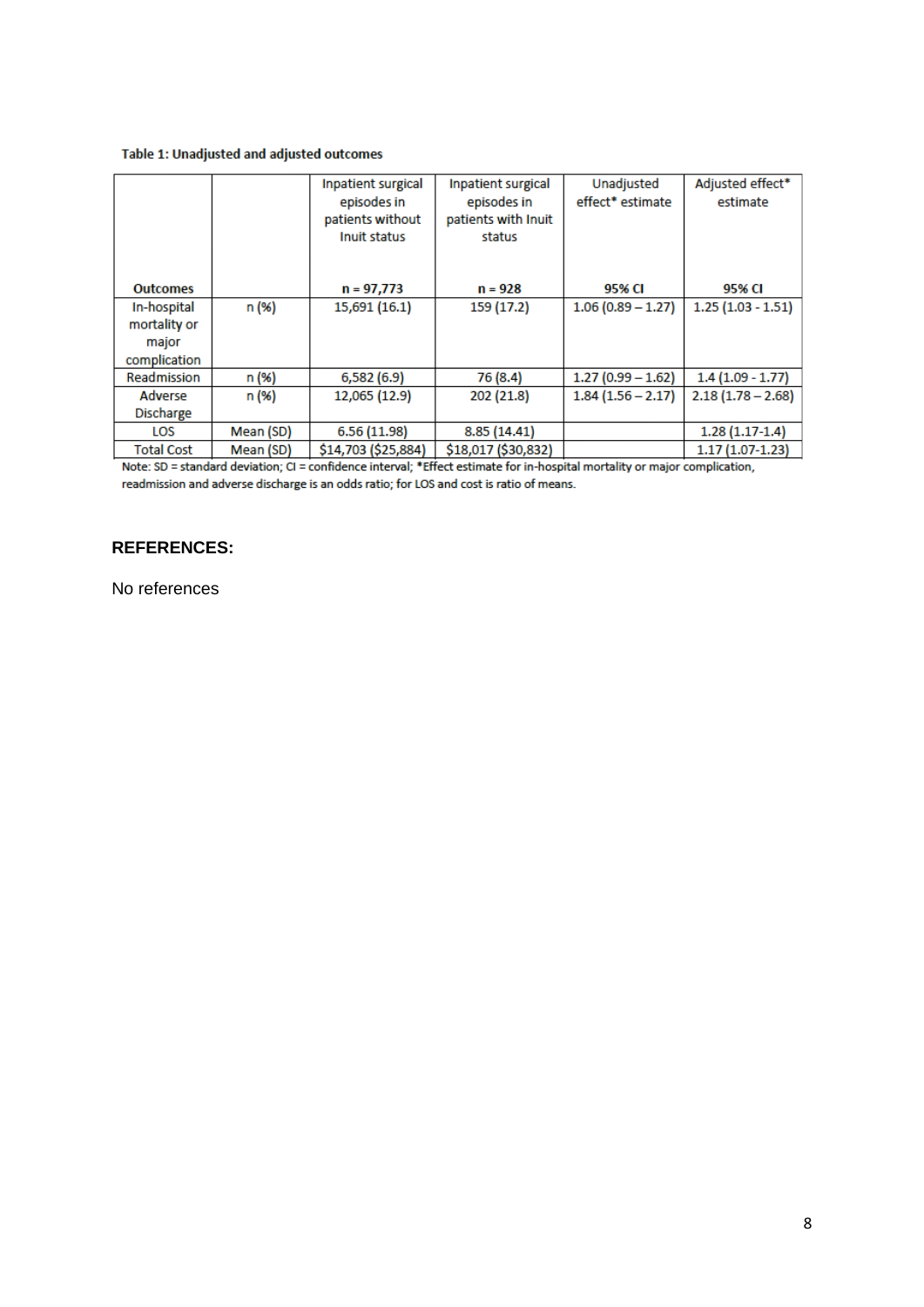**Table 1: Unadjusted and adjusted outcomes**

| Outcomes | | Inpatient surgical episodes in patients without Inuit status<br>n = 97,773 | Inpatient surgical episodes in patients with Inuit status<br>n = 928 | Unadjusted effect* estimate<br>95% CI | Adjusted effect* estimate<br>95% CI |
|---|---|---|---|---|---|
| In-hospital mortality or major complication | n (%) | 15,691 (16.1) | 159 (17.2) | 1.06 (0.89 – 1.27) | 1.25 (1.03 - 1.51) |
| Readmission | n (%) | 6,582 (6.9) | 76 (8.4) | 1.27 (0.99 – 1.62) | 1.4 (1.09 - 1.77) |
| Adverse Discharge | n (%) | 12,065 (12.9) | 202 (21.8) | 1.84 (1.56 – 2.17) | 2.18 (1.78 – 2.68) |
| LOS | Mean (SD) | 6.56 (11.98) | 8.85 (14.41) | | 1.28 (1.17-1.4) |
| Total Cost | Mean (SD) | $14,703 ($25,884) | $18,017 ($30,832) | | 1.17 (1.07-1.23) |

Note: SD = standard deviation; CI = confidence interval; *Effect estimate for in-hospital mortality or major complication, readmission and adverse discharge is an odds ratio; for LOS and cost is ratio of means.

## REFERENCES:

No references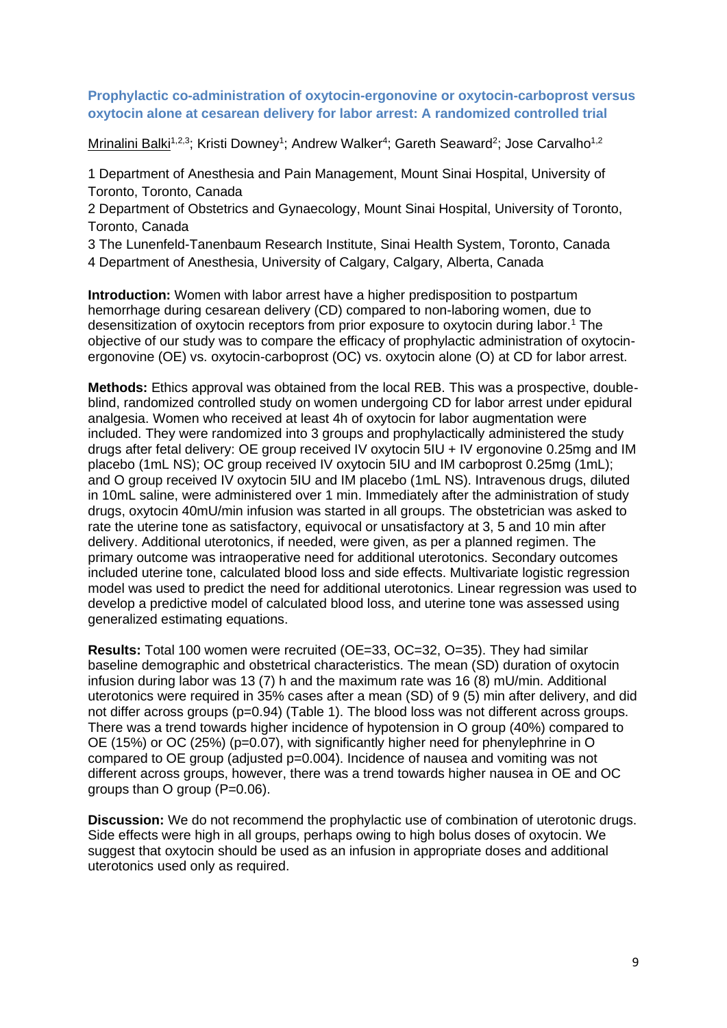## Prophylactic co-administration of oxytocin-ergonovine or oxytocin-carboprost versus oxytocin alone at cesarean delivery for labor arrest: A randomized controlled trial

Mrinalini Balki[1,2,3]; Kristi Downey[1]; Andrew Walker[4]; Gareth Seaward[2]; Jose Carvalho[1,2]

1 Department of Anesthesia and Pain Management, Mount Sinai Hospital, University of Toronto, Toronto, Canada

2 Department of Obstetrics and Gynaecology, Mount Sinai Hospital, University of Toronto, Toronto, Canada

3 The Lunenfeld-Tanenbaum Research Institute, Sinai Health System, Toronto, Canada

4 Department of Anesthesia, University of Calgary, Calgary, Alberta, Canada

**Introduction:** Women with labor arrest have a higher predisposition to postpartum hemorrhage during cesarean delivery (CD) compared to non-laboring women, due to desensitization of oxytocin receptors from prior exposure to oxytocin during labor.[1] The objective of our study was to compare the efficacy of prophylactic administration of oxytocin-ergonovine (OE) vs. oxytocin-carboprost (OC) vs. oxytocin alone (O) at CD for labor arrest.

**Methods:** Ethics approval was obtained from the local REB. This was a prospective, double-blind, randomized controlled study on women undergoing CD for labor arrest under epidural analgesia. Women who received at least 4h of oxytocin for labor augmentation were included. They were randomized into 3 groups and prophylactically administered the study drugs after fetal delivery: OE group received IV oxytocin 5IU + IV ergonovine 0.25mg and IM placebo (1mL NS); OC group received IV oxytocin 5IU and IM carboprost 0.25mg (1mL); and O group received IV oxytocin 5IU and IM placebo (1mL NS). Intravenous drugs, diluted in 10mL saline, were administered over 1 min. Immediately after the administration of study drugs, oxytocin 40mU/min infusion was started in all groups. The obstetrician was asked to rate the uterine tone as satisfactory, equivocal or unsatisfactory at 3, 5 and 10 min after delivery. Additional uterotonics, if needed, were given, as per a planned regimen. The primary outcome was intraoperative need for additional uterotonics. Secondary outcomes included uterine tone, calculated blood loss and side effects. Multivariate logistic regression model was used to predict the need for additional uterotonics. Linear regression was used to develop a predictive model of calculated blood loss, and uterine tone was assessed using generalized estimating equations.

**Results:** Total 100 women were recruited (OE=33, OC=32, O=35). They had similar baseline demographic and obstetrical characteristics. The mean (SD) duration of oxytocin infusion during labor was 13 (7) h and the maximum rate was 16 (8) mU/min. Additional uterotonics were required in 35% cases after a mean (SD) of 9 (5) min after delivery, and did not differ across groups ($p=0.94$) (Table 1). The blood loss was not different across groups. There was a trend towards higher incidence of hypotension in O group (40%) compared to OE (15%) or OC (25%) ($p=0.07$), with significantly higher need for phenylephrine in O compared to OE group (adjusted $p=0.004$). Incidence of nausea and vomiting was not different across groups, however, there was a trend towards higher nausea in OE and OC groups than O group ($P=0.06$).

**Discussion:** We do not recommend the prophylactic use of combination of uterotonic drugs. Side effects were high in all groups, perhaps owing to high bolus doses of oxytocin. We suggest that oxytocin should be used as an infusion in appropriate doses and additional uterotonics used only as required.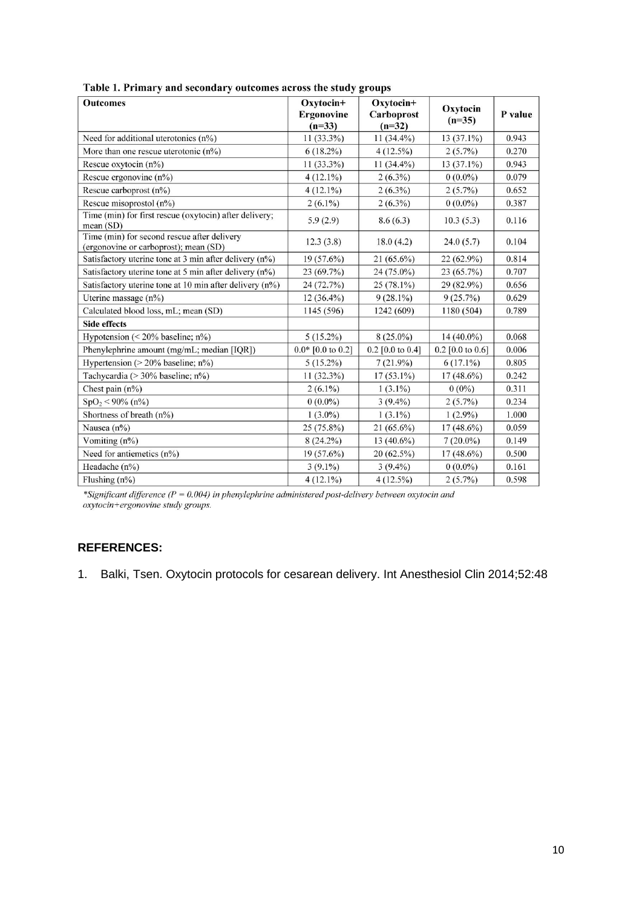**Table 1. Primary and secondary outcomes across the study groups**

| Outcomes | Oxytocin+ Ergonovine (n=33) | Oxytocin+ Carboprost (n=32) | Oxytocin (n=35) | P value |
|---|---|---|---|---|
| Need for additional uterotonics (n%) | 11 (33.3%) | 11 (34.4%) | 13 (37.1%) | 0.943 |
| More than one rescue uterotonic (n%) | 6 (18.2%) | 4 (12.5%) | 2 (5.7%) | 0.270 |
| Rescue oxytocin (n%) | 11 (33.3%) | 11 (34.4%) | 13 (37.1%) | 0.943 |
| Rescue ergonovine (n%) | 4 (12.1%) | 2 (6.3%) | 0 (0.0%) | 0.079 |
| Rescue carboprost (n%) | 4 (12.1%) | 2 (6.3%) | 2 (5.7%) | 0.652 |
| Rescue misoprostol (n%) | 2 (6.1%) | 2 (6.3%) | 0 (0.0%) | 0.387 |
| Time (min) for first rescue (oxytocin) after delivery; mean (SD) | 5.9 (2.9) | 8.6 (6.3) | 10.3 (5.3) | 0.116 |
| Time (min) for second rescue after delivery (ergonovine or carboprost); mean (SD) | 12.3 (3.8) | 18.0 (4.2) | 24.0 (5.7) | 0.104 |
| Satisfactory uterine tone at 3 min after delivery (n%) | 19 (57.6%) | 21 (65.6%) | 22 (62.9%) | 0.814 |
| Satisfactory uterine tone at 5 min after delivery (n%) | 23 (69.7%) | 24 (75.0%) | 23 (65.7%) | 0.707 |
| Satisfactory uterine tone at 10 min after delivery (n%) | 24 (72.7%) | 25 (78.1%) | 29 (82.9%) | 0.656 |
| Uterine massage (n%) | 12 (36.4%) | 9 (28.1%) | 9 (25.7%) | 0.629 |
| Calculated blood loss, mL; mean (SD) | 1145 (596) | 1242 (609) | 1180 (504) | 0.789 |
| **Side effects** | | | | |
| Hypotension (< 20% baseline; n%) | 5 (15.2%) | 8 (25.0%) | 14 (40.0%) | 0.068 |
| Phenylephrine amount (mg/mL; median [IQR]) | 0.0* [0.0 to 0.2] | 0.2 [0.0 to 0.4] | 0.2 [0.0 to 0.6] | 0.006 |
| Hypertension (> 20% baseline; n%) | 5 (15.2%) | 7 (21.9%) | 6 (17.1%) | 0.805 |
| Tachycardia (> 30% baseline; n%) | 11 (32.3%) | 17 (53.1%) | 17 (48.6%) | 0.242 |
| Chest pain (n%) | 2 (6.1%) | 1 (3.1%) | 0 (0%) | 0.311 |
| $SpO_2$ < 90% (n%) | 0 (0.0%) | 3 (9.4%) | 2 (5.7%) | 0.234 |
| Shortness of breath (n%) | 1 (3.0%) | 1 (3.1%) | 1 (2.9%) | 1.000 |
| Nausea (n%) | 25 (75.8%) | 21 (65.6%) | 17 (48.6%) | 0.059 |
| Vomiting (n%) | 8 (24.2%) | 13 (40.6%) | 7 (20.0%) | 0.149 |
| Need for antiemetics (n%) | 19 (57.6%) | 20 (62.5%) | 17 (48.6%) | 0.500 |
| Headache (n%) | 3 (9.1%) | 3 (9.4%) | 0 (0.0%) | 0.161 |
| Flushing (n%) | 4 (12.1%) | 4 (12.5%) | 2 (5.7%) | 0.598 |

*\*Significant difference (P = 0.004) in phenylephrine administered post-delivery between oxytocin and oxytocin+ergonovine study groups.*

## REFERENCES:

1. Balki, Tsen. Oxytocin protocols for cesarean delivery. Int Anesthesiol Clin 2014;52:48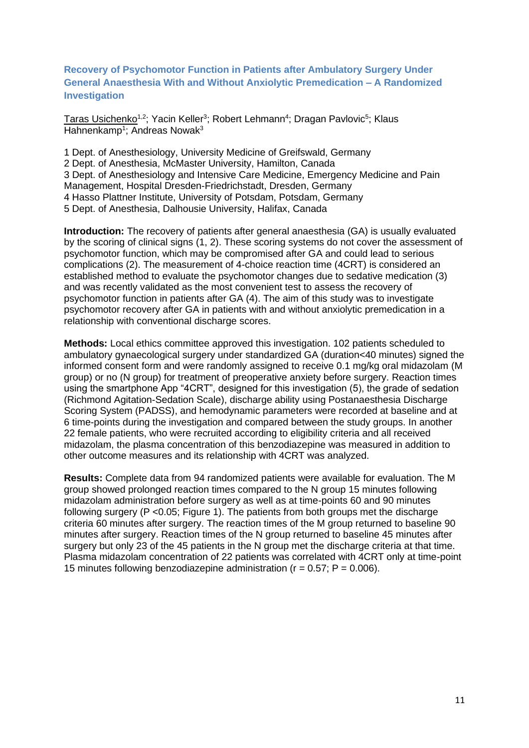## Recovery of Psychomotor Function in Patients after Ambulatory Surgery Under General Anaesthesia With and Without Anxiolytic Premedication – A Randomized Investigation

Taras Usichenko[1,2]; Yacin Keller[3]; Robert Lehmann[4]; Dragan Pavlovic[5]; Klaus Hahnenkamp[1]; Andreas Nowak[3]

1 Dept. of Anesthesiology, University Medicine of Greifswald, Germany
2 Dept. of Anesthesia, McMaster University, Hamilton, Canada
3 Dept. of Anesthesiology and Intensive Care Medicine, Emergency Medicine and Pain Management, Hospital Dresden-Friedrichstadt, Dresden, Germany
4 Hasso Plattner Institute, University of Potsdam, Potsdam, Germany
5 Dept. of Anesthesia, Dalhousie University, Halifax, Canada

**Introduction:** The recovery of patients after general anaesthesia (GA) is usually evaluated by the scoring of clinical signs (1, 2). These scoring systems do not cover the assessment of psychomotor function, which may be compromised after GA and could lead to serious complications (2). The measurement of 4-choice reaction time (4CRT) is considered an established method to evaluate the psychomotor changes due to sedative medication (3) and was recently validated as the most convenient test to assess the recovery of psychomotor function in patients after GA (4). The aim of this study was to investigate psychomotor recovery after GA in patients with and without anxiolytic premedication in a relationship with conventional discharge scores.

**Methods:** Local ethics committee approved this investigation. 102 patients scheduled to ambulatory gynaecological surgery under standardized GA (duration<40 minutes) signed the informed consent form and were randomly assigned to receive 0.1 mg/kg oral midazolam (M group) or no (N group) for treatment of preoperative anxiety before surgery. Reaction times using the smartphone App "4CRT", designed for this investigation (5), the grade of sedation (Richmond Agitation-Sedation Scale), discharge ability using Postanaesthesia Discharge Scoring System (PADSS), and hemodynamic parameters were recorded at baseline and at 6 time-points during the investigation and compared between the study groups. In another 22 female patients, who were recruited according to eligibility criteria and all received midazolam, the plasma concentration of this benzodiazepine was measured in addition to other outcome measures and its relationship with 4CRT was analyzed.

**Results:** Complete data from 94 randomized patients were available for evaluation. The M group showed prolonged reaction times compared to the N group 15 minutes following midazolam administration before surgery as well as at time-points 60 and 90 minutes following surgery ($P < 0.05$; Figure 1). The patients from both groups met the discharge criteria 60 minutes after surgery. The reaction times of the M group returned to baseline 90 minutes after surgery. Reaction times of the N group returned to baseline 45 minutes after surgery but only 23 of the 45 patients in the N group met the discharge criteria at that time. Plasma midazolam concentration of 22 patients was correlated with 4CRT only at time-point 15 minutes following benzodiazepine administration ($r = 0.57$; $P = 0.006$).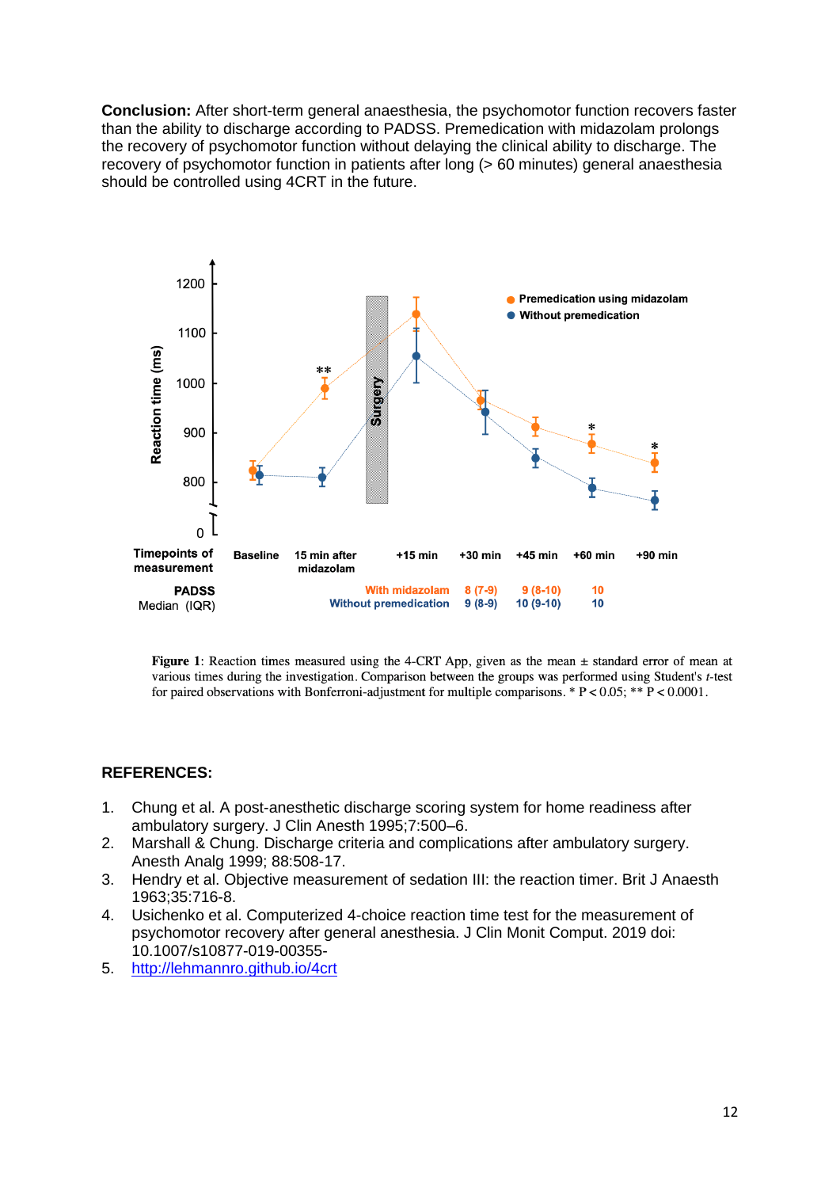**Conclusion:** After short-term general anaesthesia, the psychomotor function recovers faster than the ability to discharge according to PADSS. Premedication with midazolam prolongs the recovery of psychomotor function without delaying the clinical ability to discharge. The recovery of psychomotor function in patients after long (> 60 minutes) general anaesthesia should be controlled using 4CRT in the future.

| Timepoints of measurement | | Baseline | 15 min after midazolam | +15 min | +30 min | +45 min | +60 min | +90 min |
|---|---|---|---|---|---|---|---|---|
| PADSS Median (IQR) | With midazolam | | | | 8 (7-9) | 9 (8-10) | 10 | |
| | Without premedication | | | | 9 (8-9) | 10 (9-10) | 10 | |

**Figure 1**: Reaction times measured using the 4-CRT App, given as the mean ± standard error of mean at various times during the investigation. Comparison between the groups was performed using Student's *t*-test for paired observations with Bonferroni-adjustment for multiple comparisons. * $P < 0.05$; ** $P < 0.0001$.

## REFERENCES:

1. Chung et al. A post-anesthetic discharge scoring system for home readiness after ambulatory surgery. J Clin Anesth 1995;7:500–6.
2. Marshall & Chung. Discharge criteria and complications after ambulatory surgery. Anesth Analg 1999; 88:508-17.
3. Hendry et al. Objective measurement of sedation III: the reaction timer. Brit J Anaesth 1963;35:716-8.
4. Usichenko et al. Computerized 4-choice reaction time test for the measurement of psychomotor recovery after general anesthesia. J Clin Monit Comput. 2019 doi: 10.1007/s10877-019-00355-
5. http://lehmannro.github.io/4crt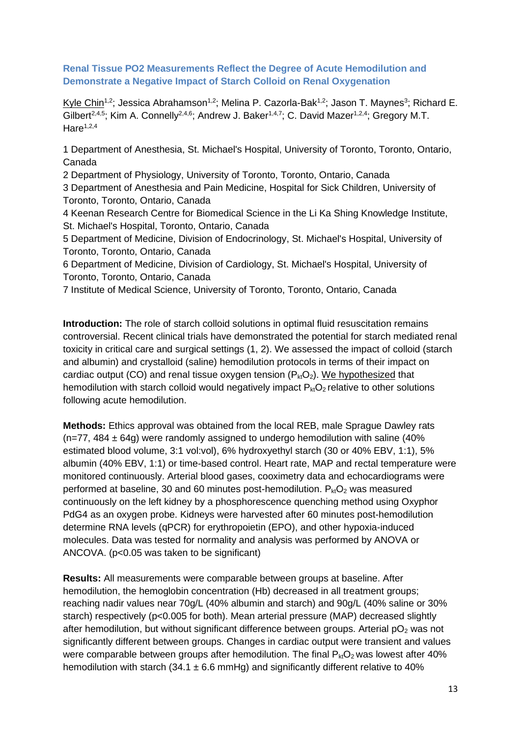## Renal Tissue PO2 Measurements Reflect the Degree of Acute Hemodilution and Demonstrate a Negative Impact of Starch Colloid on Renal Oxygenation

Kyle Chin[1,2]; Jessica Abrahamson[1,2]; Melina P. Cazorla-Bak[1,2]; Jason T. Maynes[3]; Richard E. Gilbert[2,4,5]; Kim A. Connelly[2,4,6]; Andrew J. Baker[1,4,7]; C. David Mazer[1,2,4]; Gregory M.T. Hare[1,2,4]

1 Department of Anesthesia, St. Michael's Hospital, University of Toronto, Toronto, Ontario, Canada

2 Department of Physiology, University of Toronto, Toronto, Ontario, Canada

3 Department of Anesthesia and Pain Medicine, Hospital for Sick Children, University of Toronto, Toronto, Ontario, Canada

4 Keenan Research Centre for Biomedical Science in the Li Ka Shing Knowledge Institute, St. Michael's Hospital, Toronto, Ontario, Canada

5 Department of Medicine, Division of Endocrinology, St. Michael's Hospital, University of Toronto, Toronto, Ontario, Canada

6 Department of Medicine, Division of Cardiology, St. Michael's Hospital, University of Toronto, Toronto, Ontario, Canada

7 Institute of Medical Science, University of Toronto, Toronto, Ontario, Canada

**Introduction:** The role of starch colloid solutions in optimal fluid resuscitation remains controversial. Recent clinical trials have demonstrated the potential for starch mediated renal toxicity in critical care and surgical settings (1, 2). We assessed the impact of colloid (starch and albumin) and crystalloid (saline) hemodilution protocols in terms of their impact on cardiac output (CO) and renal tissue oxygen tension ($P_{kt}O_2$). We hypothesized that hemodilution with starch colloid would negatively impact $P_{kt}O_2$ relative to other solutions following acute hemodilution.

**Methods:** Ethics approval was obtained from the local REB, male Sprague Dawley rats (n=77, 484 ± 64g) were randomly assigned to undergo hemodilution with saline (40% estimated blood volume, 3:1 vol:vol), 6% hydroxyethyl starch (30 or 40% EBV, 1:1), 5% albumin (40% EBV, 1:1) or time-based control. Heart rate, MAP and rectal temperature were monitored continuously. Arterial blood gases, cooximetry data and echocardiograms were performed at baseline, 30 and 60 minutes post-hemodilution. $P_{kt}O_2$ was measured continuously on the left kidney by a phosphorescence quenching method using Oxyphor PdG4 as an oxygen probe. Kidneys were harvested after 60 minutes post-hemodilution determine RNA levels (qPCR) for erythropoietin (EPO), and other hypoxia-induced molecules. Data was tested for normality and analysis was performed by ANOVA or ANCOVA. (p<0.05 was taken to be significant)

**Results:** All measurements were comparable between groups at baseline. After hemodilution, the hemoglobin concentration (Hb) decreased in all treatment groups; reaching nadir values near 70g/L (40% albumin and starch) and 90g/L (40% saline or 30% starch) respectively (p<0.005 for both). Mean arterial pressure (MAP) decreased slightly after hemodilution, but without significant difference between groups. Arterial $pO_2$ was not significantly different between groups. Changes in cardiac output were transient and values were comparable between groups after hemodilution. The final $P_{kt}O_2$ was lowest after 40% hemodilution with starch (34.1 ± 6.6 mmHg) and significantly different relative to 40%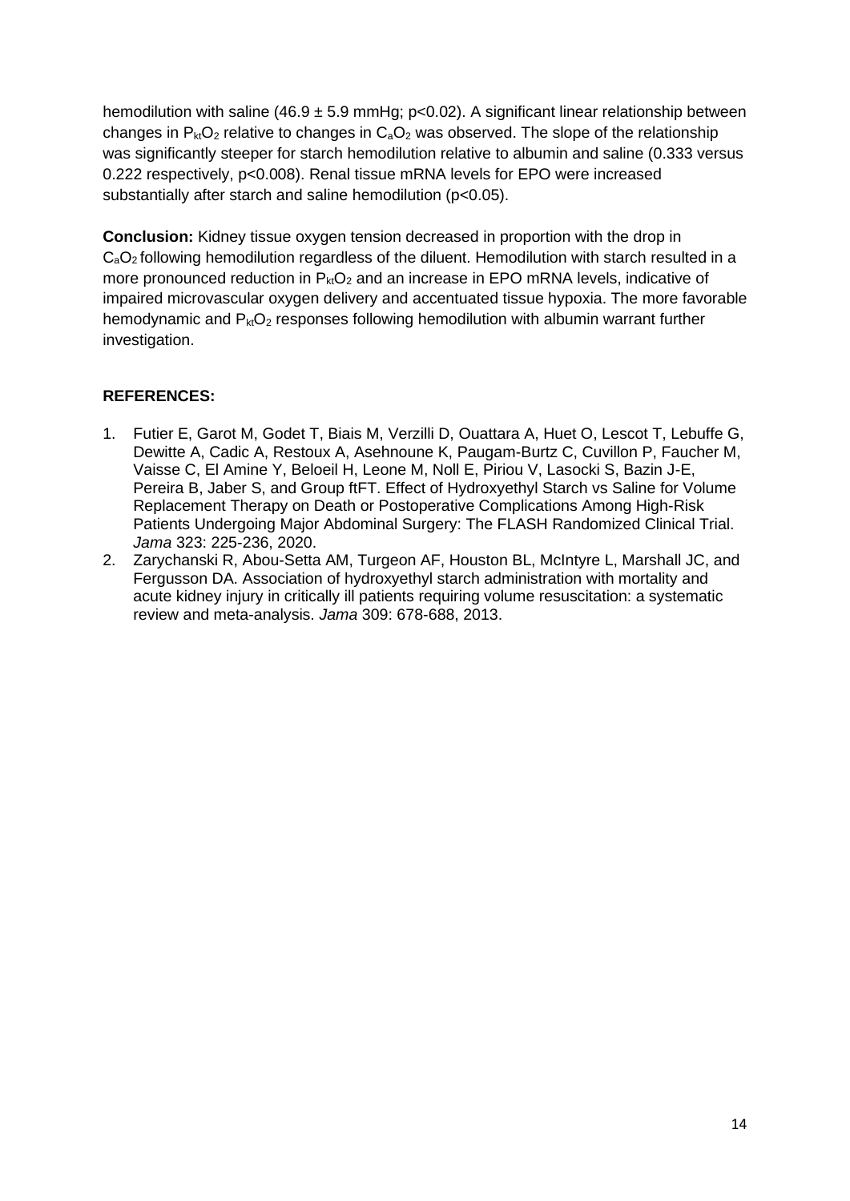hemodilution with saline (46.9 ± 5.9 mmHg; $p<0.02$). A significant linear relationship between changes in $P_{kt}O_2$ relative to changes in $C_aO_2$ was observed. The slope of the relationship was significantly steeper for starch hemodilution relative to albumin and saline (0.333 versus 0.222 respectively, $p<0.008$). Renal tissue mRNA levels for EPO were increased substantially after starch and saline hemodilution ($p<0.05$).

**Conclusion:** Kidney tissue oxygen tension decreased in proportion with the drop in $C_aO_2$ following hemodilution regardless of the diluent. Hemodilution with starch resulted in a more pronounced reduction in $P_{kt}O_2$ and an increase in EPO mRNA levels, indicative of impaired microvascular oxygen delivery and accentuated tissue hypoxia. The more favorable hemodynamic and $P_{kt}O_2$ responses following hemodilution with albumin warrant further investigation.

**REFERENCES:**

1. Futier E, Garot M, Godet T, Biais M, Verzilli D, Ouattara A, Huet O, Lescot T, Lebuffe G, Dewitte A, Cadic A, Restoux A, Asehnoune K, Paugam-Burtz C, Cuvillon P, Faucher M, Vaisse C, El Amine Y, Beloeil H, Leone M, Noll E, Piriou V, Lasocki S, Bazin J-E, Pereira B, Jaber S, and Group ftFT. Effect of Hydroxyethyl Starch vs Saline for Volume Replacement Therapy on Death or Postoperative Complications Among High-Risk Patients Undergoing Major Abdominal Surgery: The FLASH Randomized Clinical Trial. *Jama* 323: 225-236, 2020.
2. Zarychanski R, Abou-Setta AM, Turgeon AF, Houston BL, McIntyre L, Marshall JC, and Fergusson DA. Association of hydroxyethyl starch administration with mortality and acute kidney injury in critically ill patients requiring volume resuscitation: a systematic review and meta-analysis. *Jama* 309: 678-688, 2013.